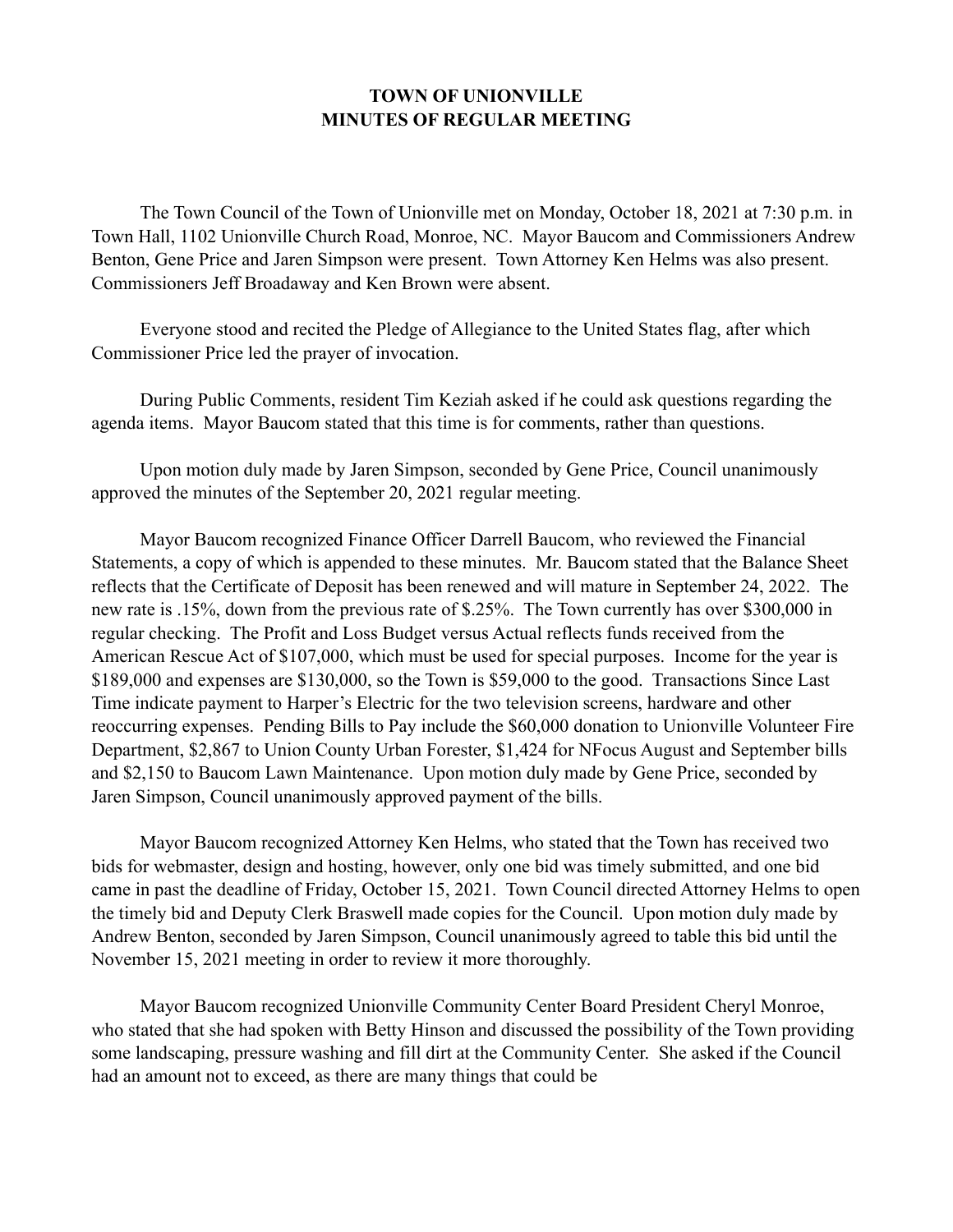**TOWN OF UNIONVILLE**
**MINUTES OF REGULAR MEETING**

The Town Council of the Town of Unionville met on Monday, October 18, 2021 at 7:30 p.m. in Town Hall, 1102 Unionville Church Road, Monroe, NC. Mayor Baucom and Commissioners Andrew Benton, Gene Price and Jaren Simpson were present. Town Attorney Ken Helms was also present. Commissioners Jeff Broadaway and Ken Brown were absent.

Everyone stood and recited the Pledge of Allegiance to the United States flag, after which Commissioner Price led the prayer of invocation.

During Public Comments, resident Tim Keziah asked if he could ask questions regarding the agenda items. Mayor Baucom stated that this time is for comments, rather than questions.

Upon motion duly made by Jaren Simpson, seconded by Gene Price, Council unanimously approved the minutes of the September 20, 2021 regular meeting.

Mayor Baucom recognized Finance Officer Darrell Baucom, who reviewed the Financial Statements, a copy of which is appended to these minutes. Mr. Baucom stated that the Balance Sheet reflects that the Certificate of Deposit has been renewed and will mature in September 24, 2022. The new rate is .15%, down from the previous rate of $.25%. The Town currently has over $300,000 in regular checking. The Profit and Loss Budget versus Actual reflects funds received from the American Rescue Act of $107,000, which must be used for special purposes. Income for the year is $189,000 and expenses are $130,000, so the Town is $59,000 to the good. Transactions Since Last Time indicate payment to Harper's Electric for the two television screens, hardware and other reoccurring expenses. Pending Bills to Pay include the $60,000 donation to Unionville Volunteer Fire Department, $2,867 to Union County Urban Forester, $1,424 for NFocus August and September bills and $2,150 to Baucom Lawn Maintenance. Upon motion duly made by Gene Price, seconded by Jaren Simpson, Council unanimously approved payment of the bills.

Mayor Baucom recognized Attorney Ken Helms, who stated that the Town has received two bids for webmaster, design and hosting, however, only one bid was timely submitted, and one bid came in past the deadline of Friday, October 15, 2021. Town Council directed Attorney Helms to open the timely bid and Deputy Clerk Braswell made copies for the Council. Upon motion duly made by Andrew Benton, seconded by Jaren Simpson, Council unanimously agreed to table this bid until the November 15, 2021 meeting in order to review it more thoroughly.

Mayor Baucom recognized Unionville Community Center Board President Cheryl Monroe, who stated that she had spoken with Betty Hinson and discussed the possibility of the Town providing some landscaping, pressure washing and fill dirt at the Community Center. She asked if the Council had an amount not to exceed, as there are many things that could be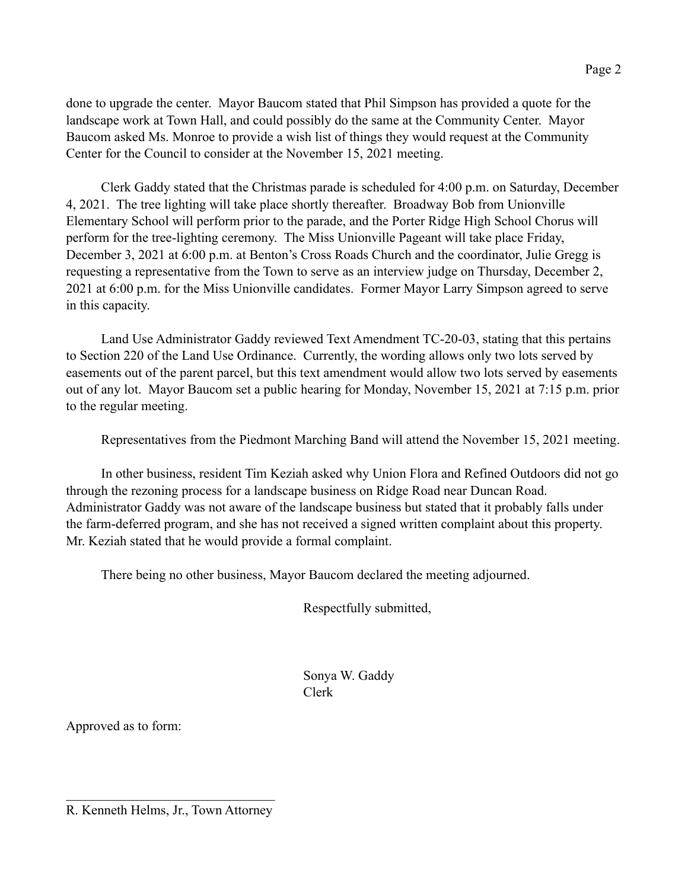done to upgrade the center. Mayor Baucom stated that Phil Simpson has provided a quote for the landscape work at Town Hall, and could possibly do the same at the Community Center. Mayor Baucom asked Ms. Monroe to provide a wish list of things they would request at the Community Center for the Council to consider at the November 15, 2021 meeting.

Clerk Gaddy stated that the Christmas parade is scheduled for 4:00 p.m. on Saturday, December 4, 2021. The tree lighting will take place shortly thereafter. Broadway Bob from Unionville Elementary School will perform prior to the parade, and the Porter Ridge High School Chorus will perform for the tree-lighting ceremony. The Miss Unionville Pageant will take place Friday, December 3, 2021 at 6:00 p.m. at Benton's Cross Roads Church and the coordinator, Julie Gregg is requesting a representative from the Town to serve as an interview judge on Thursday, December 2, 2021 at 6:00 p.m. for the Miss Unionville candidates. Former Mayor Larry Simpson agreed to serve in this capacity.

Land Use Administrator Gaddy reviewed Text Amendment TC-20-03, stating that this pertains to Section 220 of the Land Use Ordinance. Currently, the wording allows only two lots served by easements out of the parent parcel, but this text amendment would allow two lots served by easements out of any lot. Mayor Baucom set a public hearing for Monday, November 15, 2021 at 7:15 p.m. prior to the regular meeting.

Representatives from the Piedmont Marching Band will attend the November 15, 2021 meeting.

In other business, resident Tim Keziah asked why Union Flora and Refined Outdoors did not go through the rezoning process for a landscape business on Ridge Road near Duncan Road. Administrator Gaddy was not aware of the landscape business but stated that it probably falls under the farm-deferred program, and she has not received a signed written complaint about this property. Mr. Keziah stated that he would provide a formal complaint.

There being no other business, Mayor Baucom declared the meeting adjourned.

Respectfully submitted,

Sonya W. Gaddy
Clerk

Approved as to form:

\_\_\_\_\_\_\_\_\_\_\_\_\_\_\_\_\_\_\_\_\_\_\_\_\_\_\_\_\_\_\_\_
R. Kenneth Helms, Jr., Town Attorney